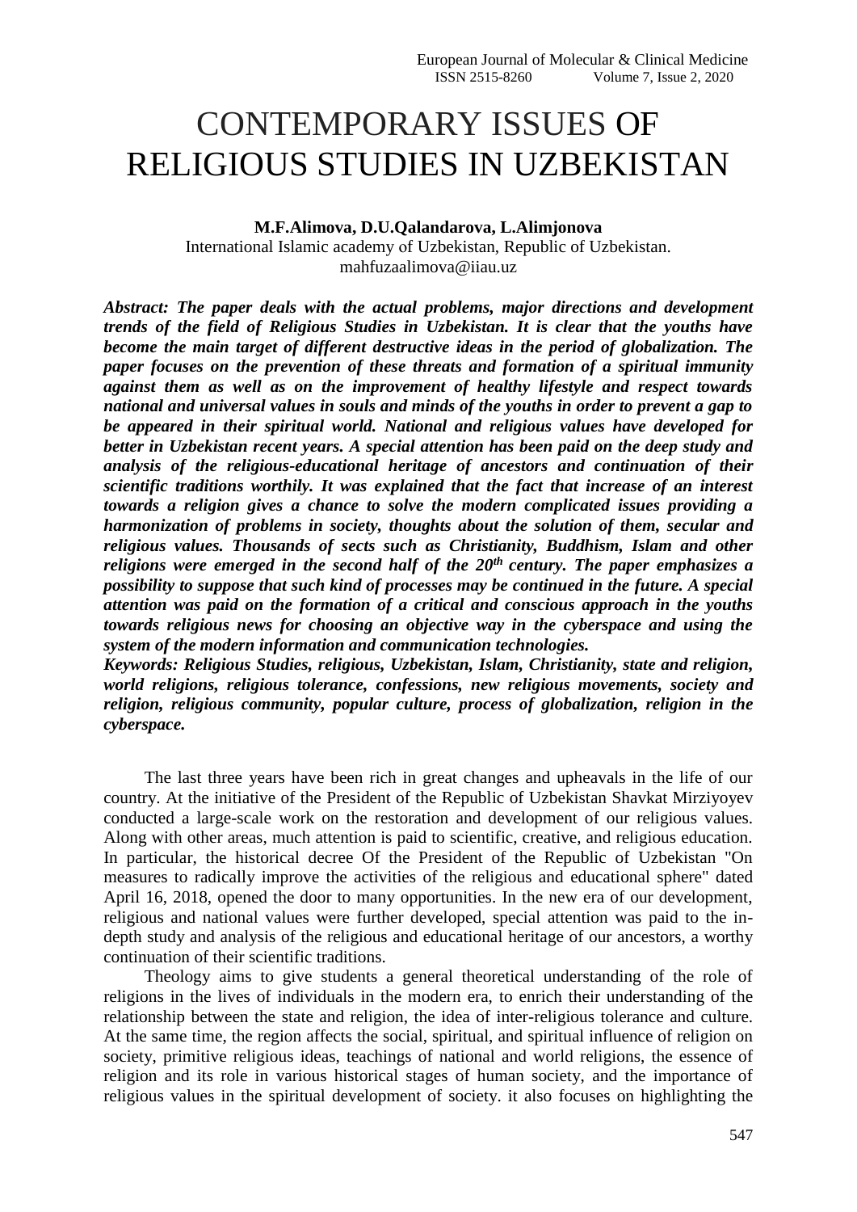# CONTEMPORARY ISSUES OF RELIGIOUS STUDIES IN UZBEKISTAN

**M.F.Alimova, D.U.Qalandarova, L.Alimjonova**

International Islamic academy of Uzbekistan, Republic of Uzbekistan.

mahfuzaalimova@iiau.uz

***Abstract: The paper deals with the actual problems, major directions and development trends of the field of Religious Studies in Uzbekistan. It is clear that the youths have become the main target of different destructive ideas in the period of globalization. The paper focuses on the prevention of these threats and formation of a spiritual immunity against them as well as on the improvement of healthy lifestyle and respect towards national and universal values in souls and minds of the youths in order to prevent a gap to be appeared in their spiritual world. National and religious values have developed for better in Uzbekistan recent years. A special attention has been paid on the deep study and analysis of the religious-educational heritage of ancestors and continuation of their scientific traditions worthily. It was explained that the fact that increase of an interest towards a religion gives a chance to solve the modern complicated issues providing a harmonization of problems in society, thoughts about the solution of them, secular and religious values. Thousands of sects such as Christianity, Buddhism, Islam and other religions were emerged in the second half of the 20th century. The paper emphasizes a possibility to suppose that such kind of processes may be continued in the future. A special attention was paid on the formation of a critical and conscious approach in the youths towards religious news for choosing an objective way in the cyberspace and using the system of the modern information and communication technologies.***

***Keywords: Religious Studies, religious, Uzbekistan, Islam, Christianity, state and religion, world religions, religious tolerance, confessions, new religious movements, society and religion, religious community, popular culture, process of globalization, religion in the cyberspace.***

The last three years have been rich in great changes and upheavals in the life of our country. At the initiative of the President of the Republic of Uzbekistan Shavkat Mirziyoyev conducted a large-scale work on the restoration and development of our religious values. Along with other areas, much attention is paid to scientific, creative, and religious education. In particular, the historical decree Of the President of the Republic of Uzbekistan "On measures to radically improve the activities of the religious and educational sphere" dated April 16, 2018, opened the door to many opportunities. In the new era of our development, religious and national values were further developed, special attention was paid to the in-depth study and analysis of the religious and educational heritage of our ancestors, a worthy continuation of their scientific traditions.

Theology aims to give students a general theoretical understanding of the role of religions in the lives of individuals in the modern era, to enrich their understanding of the relationship between the state and religion, the idea of inter-religious tolerance and culture. At the same time, the region affects the social, spiritual, and spiritual influence of religion on society, primitive religious ideas, teachings of national and world religions, the essence of religion and its role in various historical stages of human society, and the importance of religious values in the spiritual development of society. it also focuses on highlighting the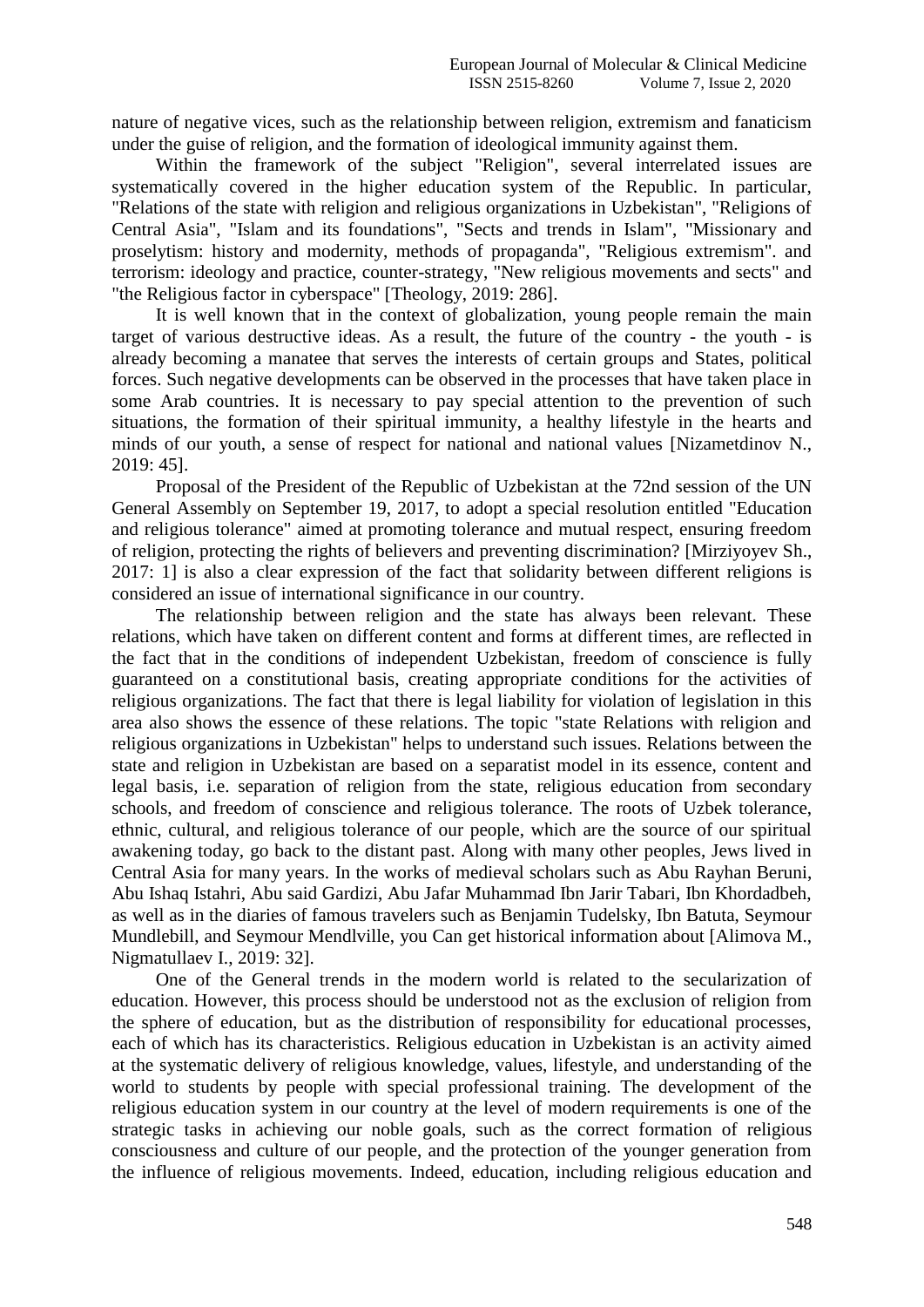nature of negative vices, such as the relationship between religion, extremism and fanaticism under the guise of religion, and the formation of ideological immunity against them.

Within the framework of the subject "Religion", several interrelated issues are systematically covered in the higher education system of the Republic. In particular, "Relations of the state with religion and religious organizations in Uzbekistan", "Religions of Central Asia", "Islam and its foundations", "Sects and trends in Islam", "Missionary and proselytism: history and modernity, methods of propaganda", "Religious extremism". and terrorism: ideology and practice, counter-strategy, "New religious movements and sects" and "the Religious factor in cyberspace" [Theology, 2019: 286].

It is well known that in the context of globalization, young people remain the main target of various destructive ideas. As a result, the future of the country - the youth - is already becoming a manatee that serves the interests of certain groups and States, political forces. Such negative developments can be observed in the processes that have taken place in some Arab countries. It is necessary to pay special attention to the prevention of such situations, the formation of their spiritual immunity, a healthy lifestyle in the hearts and minds of our youth, a sense of respect for national and national values [Nizametdinov N., 2019: 45].

Proposal of the President of the Republic of Uzbekistan at the 72nd session of the UN General Assembly on September 19, 2017, to adopt a special resolution entitled "Education and religious tolerance" aimed at promoting tolerance and mutual respect, ensuring freedom of religion, protecting the rights of believers and preventing discrimination? [Mirziyoyev Sh., 2017: 1] is also a clear expression of the fact that solidarity between different religions is considered an issue of international significance in our country.

The relationship between religion and the state has always been relevant. These relations, which have taken on different content and forms at different times, are reflected in the fact that in the conditions of independent Uzbekistan, freedom of conscience is fully guaranteed on a constitutional basis, creating appropriate conditions for the activities of religious organizations. The fact that there is legal liability for violation of legislation in this area also shows the essence of these relations. The topic "state Relations with religion and religious organizations in Uzbekistan" helps to understand such issues. Relations between the state and religion in Uzbekistan are based on a separatist model in its essence, content and legal basis, i.e. separation of religion from the state, religious education from secondary schools, and freedom of conscience and religious tolerance. The roots of Uzbek tolerance, ethnic, cultural, and religious tolerance of our people, which are the source of our spiritual awakening today, go back to the distant past. Along with many other peoples, Jews lived in Central Asia for many years. In the works of medieval scholars such as Abu Rayhan Beruni, Abu Ishaq Istahri, Abu said Gardizi, Abu Jafar Muhammad Ibn Jarir Tabari, Ibn Khordadbeh, as well as in the diaries of famous travelers such as Benjamin Tudelsky, Ibn Batuta, Seymour Mundlebill, and Seymour Mendlville, you Can get historical information about [Alimova M., Nigmatullaev I., 2019: 32].

One of the General trends in the modern world is related to the secularization of education. However, this process should be understood not as the exclusion of religion from the sphere of education, but as the distribution of responsibility for educational processes, each of which has its characteristics. Religious education in Uzbekistan is an activity aimed at the systematic delivery of religious knowledge, values, lifestyle, and understanding of the world to students by people with special professional training. The development of the religious education system in our country at the level of modern requirements is one of the strategic tasks in achieving our noble goals, such as the correct formation of religious consciousness and culture of our people, and the protection of the younger generation from the influence of religious movements. Indeed, education, including religious education and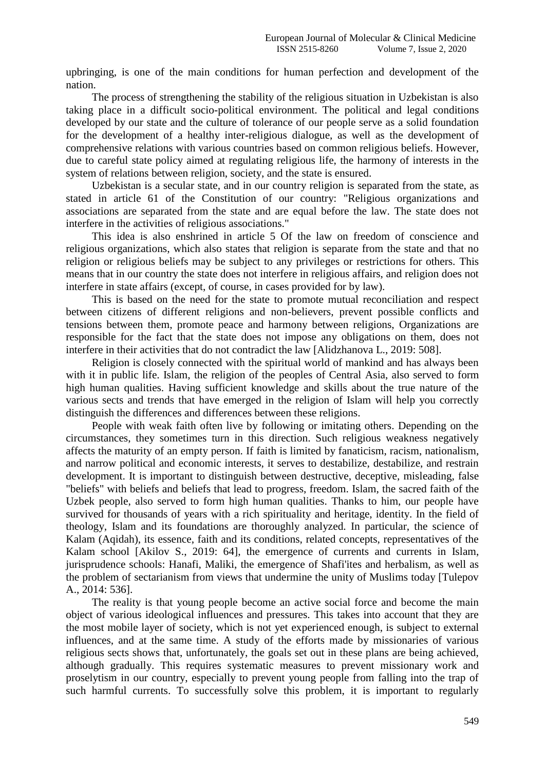upbringing, is one of the main conditions for human perfection and development of the nation.

The process of strengthening the stability of the religious situation in Uzbekistan is also taking place in a difficult socio-political environment. The political and legal conditions developed by our state and the culture of tolerance of our people serve as a solid foundation for the development of a healthy inter-religious dialogue, as well as the development of comprehensive relations with various countries based on common religious beliefs. However, due to careful state policy aimed at regulating religious life, the harmony of interests in the system of relations between religion, society, and the state is ensured.

Uzbekistan is a secular state, and in our country religion is separated from the state, as stated in article 61 of the Constitution of our country: "Religious organizations and associations are separated from the state and are equal before the law. The state does not interfere in the activities of religious associations."

This idea is also enshrined in article 5 Of the law on freedom of conscience and religious organizations, which also states that religion is separate from the state and that no religion or religious beliefs may be subject to any privileges or restrictions for others. This means that in our country the state does not interfere in religious affairs, and religion does not interfere in state affairs (except, of course, in cases provided for by law).

This is based on the need for the state to promote mutual reconciliation and respect between citizens of different religions and non-believers, prevent possible conflicts and tensions between them, promote peace and harmony between religions, Organizations are responsible for the fact that the state does not impose any obligations on them, does not interfere in their activities that do not contradict the law [Alidzhanova L., 2019: 508].

Religion is closely connected with the spiritual world of mankind and has always been with it in public life. Islam, the religion of the peoples of Central Asia, also served to form high human qualities. Having sufficient knowledge and skills about the true nature of the various sects and trends that have emerged in the religion of Islam will help you correctly distinguish the differences and differences between these religions.

People with weak faith often live by following or imitating others. Depending on the circumstances, they sometimes turn in this direction. Such religious weakness negatively affects the maturity of an empty person. If faith is limited by fanaticism, racism, nationalism, and narrow political and economic interests, it serves to destabilize, destabilize, and restrain development. It is important to distinguish between destructive, deceptive, misleading, false "beliefs" with beliefs and beliefs that lead to progress, freedom. Islam, the sacred faith of the Uzbek people, also served to form high human qualities. Thanks to him, our people have survived for thousands of years with a rich spirituality and heritage, identity. In the field of theology, Islam and its foundations are thoroughly analyzed. In particular, the science of Kalam (Aqidah), its essence, faith and its conditions, related concepts, representatives of the Kalam school [Akilov S., 2019: 64], the emergence of currents and currents in Islam, jurisprudence schools: Hanafi, Maliki, the emergence of Shafi'ites and herbalism, as well as the problem of sectarianism from views that undermine the unity of Muslims today [Tulepov A., 2014: 536].

The reality is that young people become an active social force and become the main object of various ideological influences and pressures. This takes into account that they are the most mobile layer of society, which is not yet experienced enough, is subject to external influences, and at the same time. A study of the efforts made by missionaries of various religious sects shows that, unfortunately, the goals set out in these plans are being achieved, although gradually. This requires systematic measures to prevent missionary work and proselytism in our country, especially to prevent young people from falling into the trap of such harmful currents. To successfully solve this problem, it is important to regularly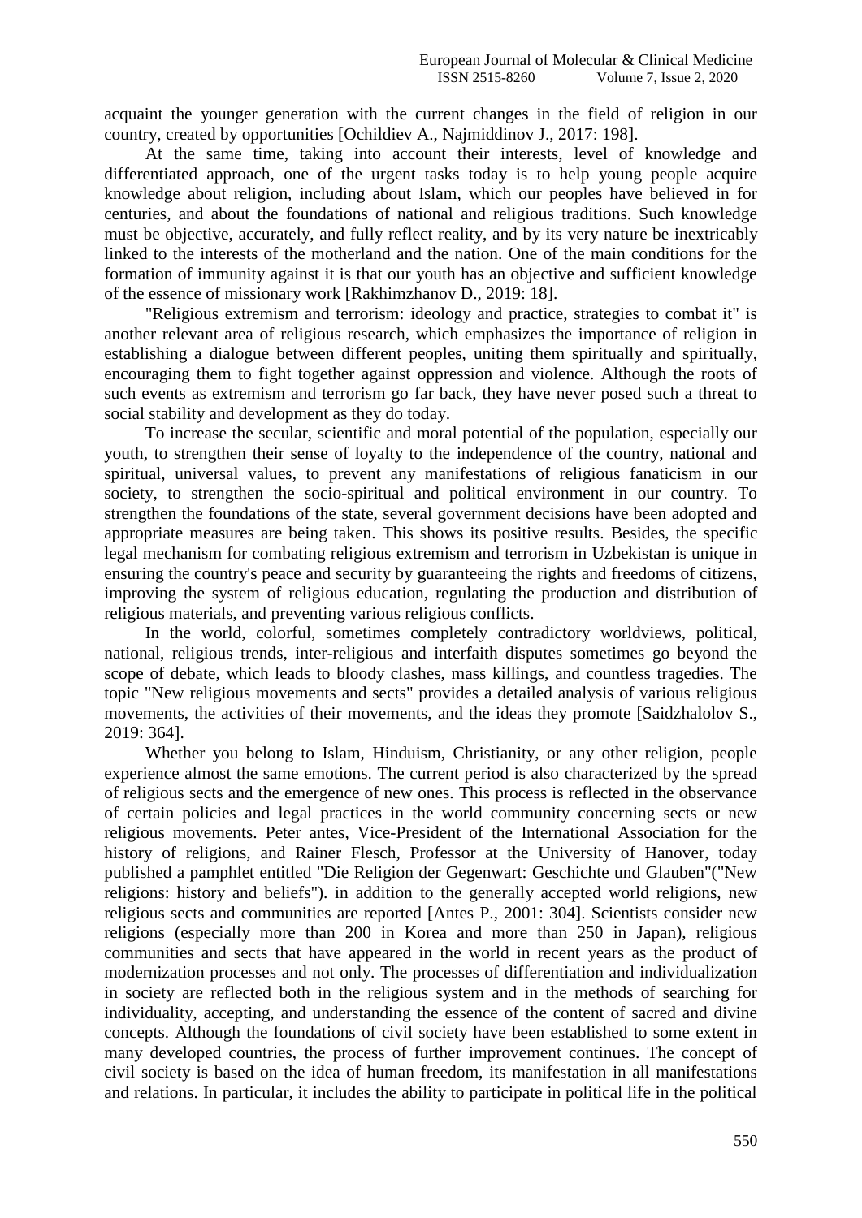acquaint the younger generation with the current changes in the field of religion in our country, created by opportunities [Ochildiev A., Najmiddinov J., 2017: 198].

At the same time, taking into account their interests, level of knowledge and differentiated approach, one of the urgent tasks today is to help young people acquire knowledge about religion, including about Islam, which our peoples have believed in for centuries, and about the foundations of national and religious traditions. Such knowledge must be objective, accurately, and fully reflect reality, and by its very nature be inextricably linked to the interests of the motherland and the nation. One of the main conditions for the formation of immunity against it is that our youth has an objective and sufficient knowledge of the essence of missionary work [Rakhimzhanov D., 2019: 18].

"Religious extremism and terrorism: ideology and practice, strategies to combat it" is another relevant area of religious research, which emphasizes the importance of religion in establishing a dialogue between different peoples, uniting them spiritually and spiritually, encouraging them to fight together against oppression and violence. Although the roots of such events as extremism and terrorism go far back, they have never posed such a threat to social stability and development as they do today.

To increase the secular, scientific and moral potential of the population, especially our youth, to strengthen their sense of loyalty to the independence of the country, national and spiritual, universal values, to prevent any manifestations of religious fanaticism in our society, to strengthen the socio-spiritual and political environment in our country. To strengthen the foundations of the state, several government decisions have been adopted and appropriate measures are being taken. This shows its positive results. Besides, the specific legal mechanism for combating religious extremism and terrorism in Uzbekistan is unique in ensuring the country's peace and security by guaranteeing the rights and freedoms of citizens, improving the system of religious education, regulating the production and distribution of religious materials, and preventing various religious conflicts.

In the world, colorful, sometimes completely contradictory worldviews, political, national, religious trends, inter-religious and interfaith disputes sometimes go beyond the scope of debate, which leads to bloody clashes, mass killings, and countless tragedies. The topic "New religious movements and sects" provides a detailed analysis of various religious movements, the activities of their movements, and the ideas they promote [Saidzhalolov S., 2019: 364].

Whether you belong to Islam, Hinduism, Christianity, or any other religion, people experience almost the same emotions. The current period is also characterized by the spread of religious sects and the emergence of new ones. This process is reflected in the observance of certain policies and legal practices in the world community concerning sects or new religious movements. Peter antes, Vice-President of the International Association for the history of religions, and Rainer Flesch, Professor at the University of Hanover, today published a pamphlet entitled "Die Religion der Gegenwart: Geschichte und Glauben"("New religions: history and beliefs"). in addition to the generally accepted world religions, new religious sects and communities are reported [Antes P., 2001: 304]. Scientists consider new religions (especially more than 200 in Korea and more than 250 in Japan), religious communities and sects that have appeared in the world in recent years as the product of modernization processes and not only. The processes of differentiation and individualization in society are reflected both in the religious system and in the methods of searching for individuality, accepting, and understanding the essence of the content of sacred and divine concepts. Although the foundations of civil society have been established to some extent in many developed countries, the process of further improvement continues. The concept of civil society is based on the idea of human freedom, its manifestation in all manifestations and relations. In particular, it includes the ability to participate in political life in the political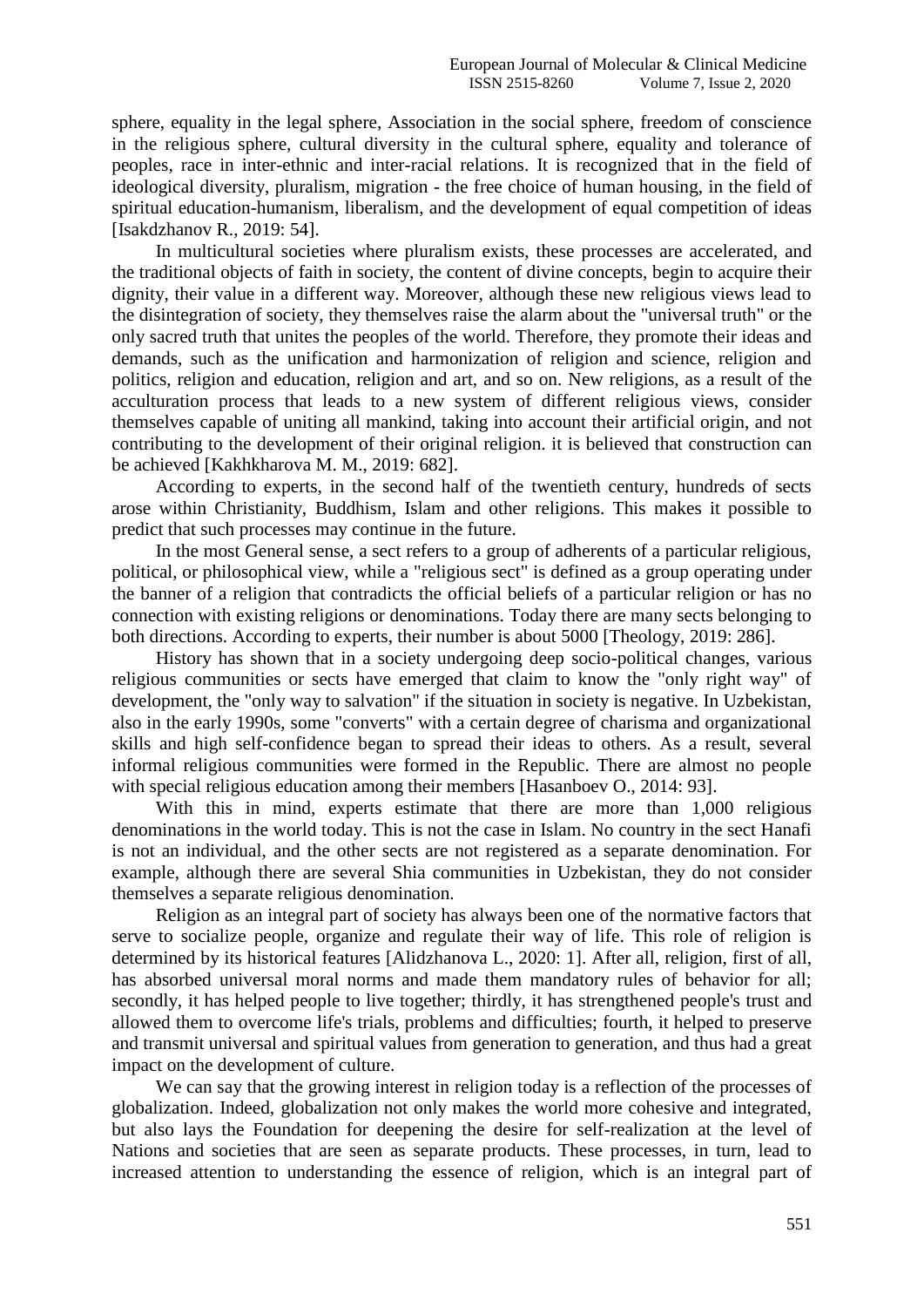sphere, equality in the legal sphere, Association in the social sphere, freedom of conscience in the religious sphere, cultural diversity in the cultural sphere, equality and tolerance of peoples, race in inter-ethnic and inter-racial relations. It is recognized that in the field of ideological diversity, pluralism, migration - the free choice of human housing, in the field of spiritual education-humanism, liberalism, and the development of equal competition of ideas [Isakdzhanov R., 2019: 54].

In multicultural societies where pluralism exists, these processes are accelerated, and the traditional objects of faith in society, the content of divine concepts, begin to acquire their dignity, their value in a different way. Moreover, although these new religious views lead to the disintegration of society, they themselves raise the alarm about the "universal truth" or the only sacred truth that unites the peoples of the world. Therefore, they promote their ideas and demands, such as the unification and harmonization of religion and science, religion and politics, religion and education, religion and art, and so on. New religions, as a result of the acculturation process that leads to a new system of different religious views, consider themselves capable of uniting all mankind, taking into account their artificial origin, and not contributing to the development of their original religion. it is believed that construction can be achieved [Kakhkharova M. M., 2019: 682].

According to experts, in the second half of the twentieth century, hundreds of sects arose within Christianity, Buddhism, Islam and other religions. This makes it possible to predict that such processes may continue in the future.

In the most General sense, a sect refers to a group of adherents of a particular religious, political, or philosophical view, while a "religious sect" is defined as a group operating under the banner of a religion that contradicts the official beliefs of a particular religion or has no connection with existing religions or denominations. Today there are many sects belonging to both directions. According to experts, their number is about 5000 [Theology, 2019: 286].

History has shown that in a society undergoing deep socio-political changes, various religious communities or sects have emerged that claim to know the "only right way" of development, the "only way to salvation" if the situation in society is negative. In Uzbekistan, also in the early 1990s, some "converts" with a certain degree of charisma and organizational skills and high self-confidence began to spread their ideas to others. As a result, several informal religious communities were formed in the Republic. There are almost no people with special religious education among their members [Hasanboev O., 2014: 93].

With this in mind, experts estimate that there are more than 1,000 religious denominations in the world today. This is not the case in Islam. No country in the sect Hanafi is not an individual, and the other sects are not registered as a separate denomination. For example, although there are several Shia communities in Uzbekistan, they do not consider themselves a separate religious denomination.

Religion as an integral part of society has always been one of the normative factors that serve to socialize people, organize and regulate their way of life. This role of religion is determined by its historical features [Alidzhanova L., 2020: 1]. After all, religion, first of all, has absorbed universal moral norms and made them mandatory rules of behavior for all; secondly, it has helped people to live together; thirdly, it has strengthened people's trust and allowed them to overcome life's trials, problems and difficulties; fourth, it helped to preserve and transmit universal and spiritual values from generation to generation, and thus had a great impact on the development of culture.

We can say that the growing interest in religion today is a reflection of the processes of globalization. Indeed, globalization not only makes the world more cohesive and integrated, but also lays the Foundation for deepening the desire for self-realization at the level of Nations and societies that are seen as separate products. These processes, in turn, lead to increased attention to understanding the essence of religion, which is an integral part of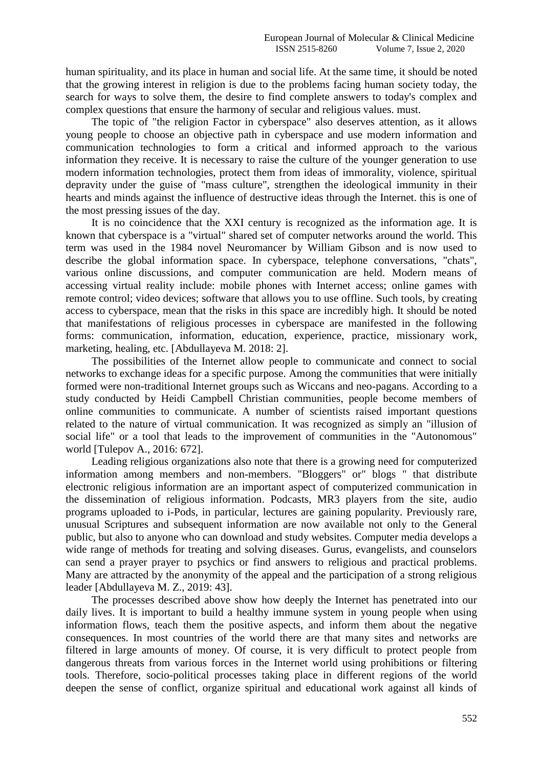human spirituality, and its place in human and social life. At the same time, it should be noted that the growing interest in religion is due to the problems facing human society today, the search for ways to solve them, the desire to find complete answers to today's complex and complex questions that ensure the harmony of secular and religious values. must.

The topic of "the religion Factor in cyberspace" also deserves attention, as it allows young people to choose an objective path in cyberspace and use modern information and communication technologies to form a critical and informed approach to the various information they receive. It is necessary to raise the culture of the younger generation to use modern information technologies, protect them from ideas of immorality, violence, spiritual depravity under the guise of "mass culture", strengthen the ideological immunity in their hearts and minds against the influence of destructive ideas through the Internet. this is one of the most pressing issues of the day.

It is no coincidence that the XXI century is recognized as the information age. It is known that cyberspace is a "virtual" shared set of computer networks around the world. This term was used in the 1984 novel Neuromancer by William Gibson and is now used to describe the global information space. In cyberspace, telephone conversations, "chats", various online discussions, and computer communication are held. Modern means of accessing virtual reality include: mobile phones with Internet access; online games with remote control; video devices; software that allows you to use offline. Such tools, by creating access to cyberspace, mean that the risks in this space are incredibly high. It should be noted that manifestations of religious processes in cyberspace are manifested in the following forms: communication, information, education, experience, practice, missionary work, marketing, healing, etc. [Abdullayeva M. 2018: 2].

The possibilities of the Internet allow people to communicate and connect to social networks to exchange ideas for a specific purpose. Among the communities that were initially formed were non-traditional Internet groups such as Wiccans and neo-pagans. According to a study conducted by Heidi Campbell Christian communities, people become members of online communities to communicate. A number of scientists raised important questions related to the nature of virtual communication. It was recognized as simply an "illusion of social life" or a tool that leads to the improvement of communities in the "Autonomous" world [Tulepov A., 2016: 672].

Leading religious organizations also note that there is a growing need for computerized information among members and non-members. "Bloggers" or" blogs " that distribute electronic religious information are an important aspect of computerized communication in the dissemination of religious information. Podcasts, MR3 players from the site, audio programs uploaded to i-Pods, in particular, lectures are gaining popularity. Previously rare, unusual Scriptures and subsequent information are now available not only to the General public, but also to anyone who can download and study websites. Computer media develops a wide range of methods for treating and solving diseases. Gurus, evangelists, and counselors can send a prayer prayer to psychics or find answers to religious and practical problems. Many are attracted by the anonymity of the appeal and the participation of a strong religious leader [Abdullayeva M. Z., 2019: 43].

The processes described above show how deeply the Internet has penetrated into our daily lives. It is important to build a healthy immune system in young people when using information flows, teach them the positive aspects, and inform them about the negative consequences. In most countries of the world there are that many sites and networks are filtered in large amounts of money. Of course, it is very difficult to protect people from dangerous threats from various forces in the Internet world using prohibitions or filtering tools. Therefore, socio-political processes taking place in different regions of the world deepen the sense of conflict, organize spiritual and educational work against all kinds of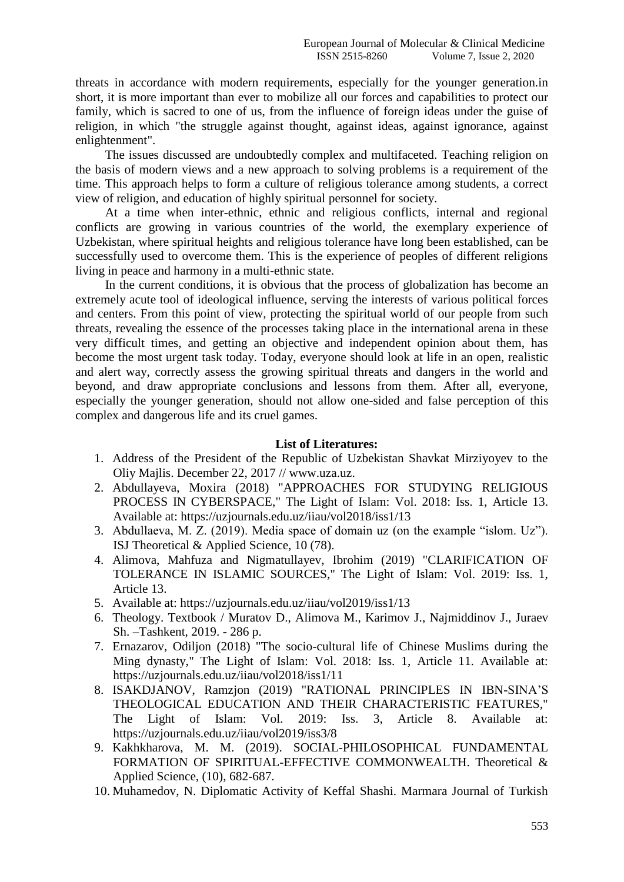threats in accordance with modern requirements, especially for the younger generation.in short, it is more important than ever to mobilize all our forces and capabilities to protect our family, which is sacred to one of us, from the influence of foreign ideas under the guise of religion, in which "the struggle against thought, against ideas, against ignorance, against enlightenment".

The issues discussed are undoubtedly complex and multifaceted. Teaching religion on the basis of modern views and a new approach to solving problems is a requirement of the time. This approach helps to form a culture of religious tolerance among students, a correct view of religion, and education of highly spiritual personnel for society.

At a time when inter-ethnic, ethnic and religious conflicts, internal and regional conflicts are growing in various countries of the world, the exemplary experience of Uzbekistan, where spiritual heights and religious tolerance have long been established, can be successfully used to overcome them. This is the experience of peoples of different religions living in peace and harmony in a multi-ethnic state.

In the current conditions, it is obvious that the process of globalization has become an extremely acute tool of ideological influence, serving the interests of various political forces and centers. From this point of view, protecting the spiritual world of our people from such threats, revealing the essence of the processes taking place in the international arena in these very difficult times, and getting an objective and independent opinion about them, has become the most urgent task today. Today, everyone should look at life in an open, realistic and alert way, correctly assess the growing spiritual threats and dangers in the world and beyond, and draw appropriate conclusions and lessons from them. After all, everyone, especially the younger generation, should not allow one-sided and false perception of this complex and dangerous life and its cruel games.

**List of Literatures:**

1. Address of the President of the Republic of Uzbekistan Shavkat Mirziyoyev to the Oliy Majlis. December 22, 2017 // www.uza.uz.
2. Abdullayeva, Moxira (2018) "APPROACHES FOR STUDYING RELIGIOUS PROCESS IN CYBERSPACE," The Light of Islam: Vol. 2018: Iss. 1, Article 13. Available at: https://uzjournals.edu.uz/iiau/vol2018/iss1/13
3. Abdullaeva, M. Z. (2019). Media space of domain uz (on the example "islom. Uz"). ISJ Theoretical & Applied Science, 10 (78).
4. Alimova, Mahfuza and Nigmatullayev, Ibrohim (2019) "CLARIFICATION OF TOLERANCE IN ISLAMIC SOURCES," The Light of Islam: Vol. 2019: Iss. 1, Article 13.
5. Available at: https://uzjournals.edu.uz/iiau/vol2019/iss1/13
6. Theology. Textbook / Muratov D., Alimova M., Karimov J., Najmiddinov J., Juraev Sh. –Tashkent, 2019. - 286 p.
7. Ernazarov, Odiljon (2018) "The socio-cultural life of Chinese Muslims during the Ming dynasty," The Light of Islam: Vol. 2018: Iss. 1, Article 11. Available at: https://uzjournals.edu.uz/iiau/vol2018/iss1/11
8. ISAKDJANOV, Ramzjon (2019) "RATIONAL PRINCIPLES IN IBN-SINA'S THEOLOGICAL EDUCATION AND THEIR CHARACTERISTIC FEATURES," The Light of Islam: Vol. 2019: Iss. 3, Article 8. Available at: https://uzjournals.edu.uz/iiau/vol2019/iss3/8
9. Kakhkharova, M. M. (2019). SOCIAL-PHILOSOPHICAL FUNDAMENTAL FORMATION OF SPIRITUAL-EFFECTIVE COMMONWEALTH. Theoretical & Applied Science, (10), 682-687.
10. Muhamedov, N. Diplomatic Activity of Keffal Shashi. Marmara Journal of Turkish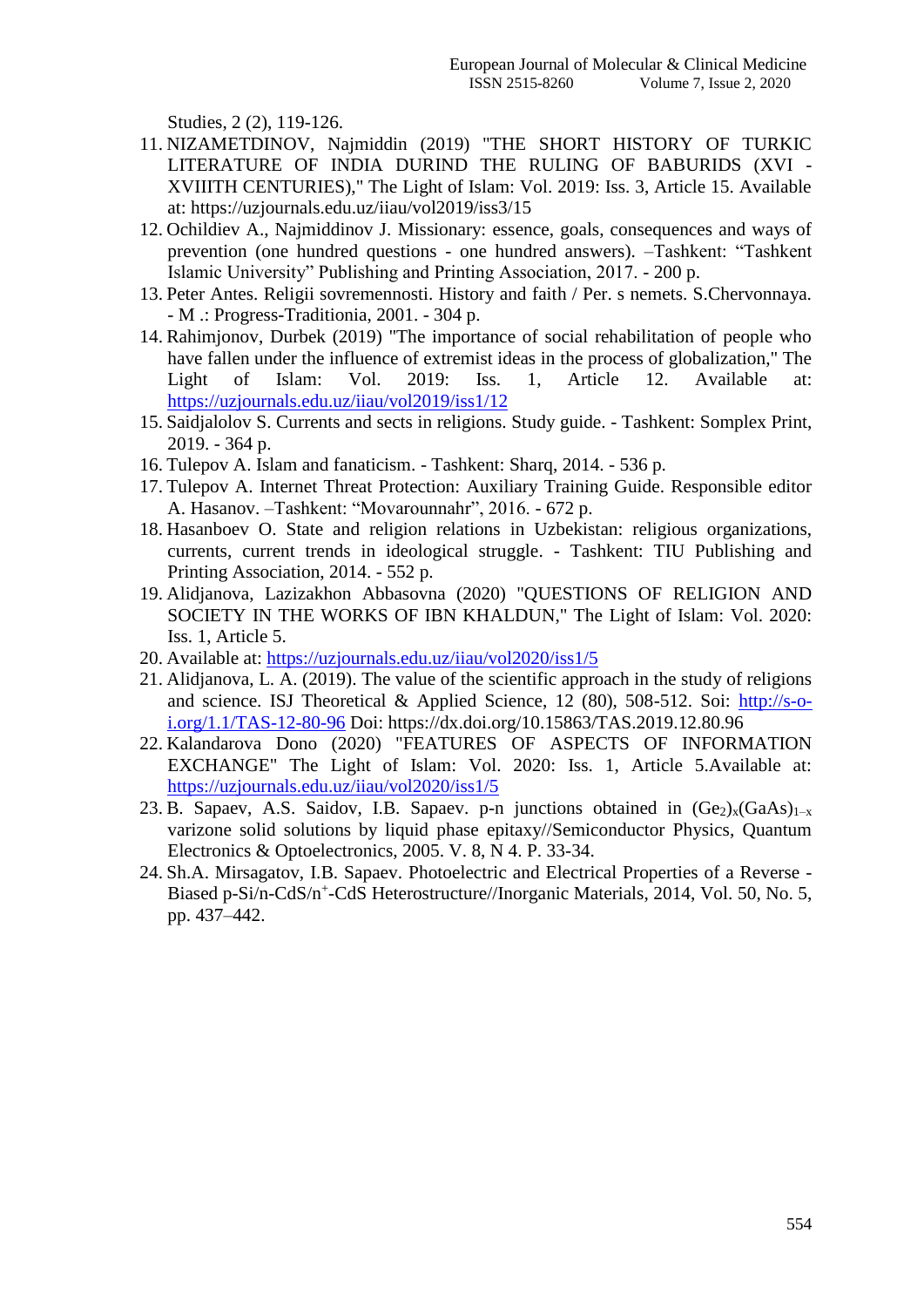Studies, 2 (2), 119-126.

11. NIZAMETDINOV, Najmiddin (2019) "THE SHORT HISTORY OF TURKIC LITERATURE OF INDIA DURIND THE RULING OF BABURIDS (XVI - XVIIITH CENTURIES)," The Light of Islam: Vol. 2019: Iss. 3, Article 15. Available at: https://uzjournals.edu.uz/iiau/vol2019/iss3/15
12. Ochildiev A., Najmiddinov J. Missionary: essence, goals, consequences and ways of prevention (one hundred questions - one hundred answers). –Tashkent: "Tashkent Islamic University" Publishing and Printing Association, 2017. - 200 p.
13. Peter Antes. Religii sovremennosti. History and faith / Per. s nemets. S.Chervonnaya. - M .: Progress-Traditionia, 2001. - 304 p.
14. Rahimjonov, Durbek (2019) "The importance of social rehabilitation of people who have fallen under the influence of extremist ideas in the process of globalization," The Light of Islam: Vol. 2019: Iss. 1, Article 12. Available at: https://uzjournals.edu.uz/iiau/vol2019/iss1/12
15. Saidjalolov S. Currents and sects in religions. Study guide. - Tashkent: Somplex Print, 2019. - 364 p.
16. Tulepov A. Islam and fanaticism. - Tashkent: Sharq, 2014. - 536 p.
17. Tulepov A. Internet Threat Protection: Auxiliary Training Guide. Responsible editor A. Hasanov. –Tashkent: "Movarounnahr", 2016. - 672 p.
18. Hasanboev O. State and religion relations in Uzbekistan: religious organizations, currents, current trends in ideological struggle. - Tashkent: TIU Publishing and Printing Association, 2014. - 552 p.
19. Alidjanova, Lazizakhon Abbasovna (2020) "QUESTIONS OF RELIGION AND SOCIETY IN THE WORKS OF IBN KHALDUN," The Light of Islam: Vol. 2020: Iss. 1, Article 5.
20. Available at: https://uzjournals.edu.uz/iiau/vol2020/iss1/5
21. Alidjanova, L. A. (2019). The value of the scientific approach in the study of religions and science. ISJ Theoretical & Applied Science, 12 (80), 508-512. Soi: http://s-o-i.org/1.1/TAS-12-80-96 Doi: https://dx.doi.org/10.15863/TAS.2019.12.80.96
22. Kalandarova Dono (2020) "FEATURES OF ASPECTS OF INFORMATION EXCHANGE" The Light of Islam: Vol. 2020: Iss. 1, Article 5.Available at: https://uzjournals.edu.uz/iiau/vol2020/iss1/5
23. B. Sapaev, A.S. Saidov, I.B. Sapaev. p-n junctions obtained in $(Ge_2)_x(GaAs)_{1-x}$ varizone solid solutions by liquid phase epitaxy//Semiconductor Physics, Quantum Electronics & Optoelectronics, 2005. V. 8, N 4. P. 33-34.
24. Sh.A. Mirsagatov, I.B. Sapaev. Photoelectric and Electrical Properties of a Reverse - Biased p-Si/n-CdS/$n^+$-CdS Heterostructure//Inorganic Materials, 2014, Vol. 50, No. 5, pp. 437–442.